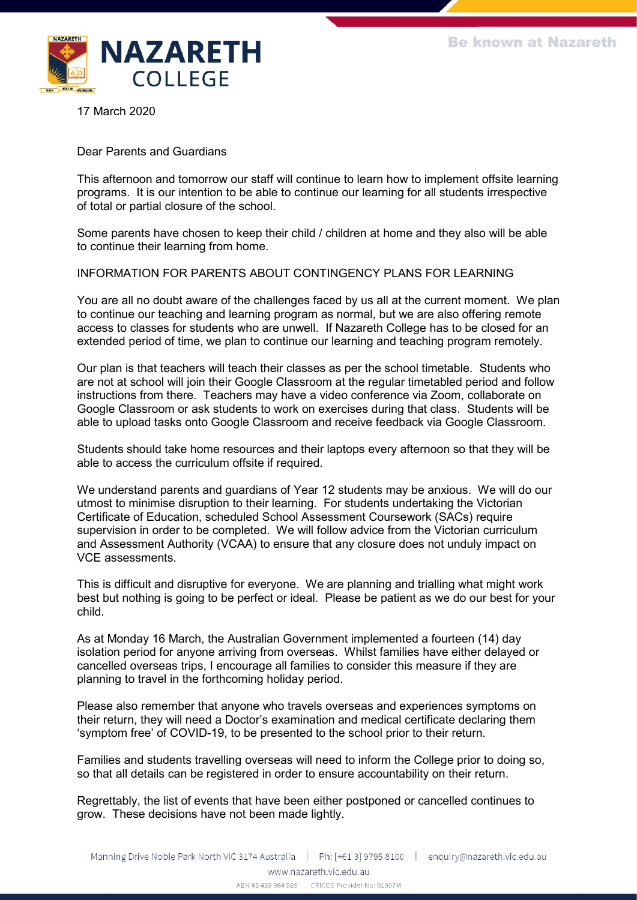17 March 2020

Dear Parents and Guardians

This afternoon and tomorrow our staff will continue to learn how to implement offsite learning programs. It is our intention to be able to continue our learning for all students irrespective of total or partial closure of the school.

Some parents have chosen to keep their child / children at home and they also will be able to continue their learning from home.

INFORMATION FOR PARENTS ABOUT CONTINGENCY PLANS FOR LEARNING

You are all no doubt aware of the challenges faced by us all at the current moment. We plan to continue our teaching and learning program as normal, but we are also offering remote access to classes for students who are unwell. If Nazareth College has to be closed for an extended period of time, we plan to continue our learning and teaching program remotely.

Our plan is that teachers will teach their classes as per the school timetable. Students who are not at school will join their Google Classroom at the regular timetabled period and follow instructions from there. Teachers may have a video conference via Zoom, collaborate on Google Classroom or ask students to work on exercises during that class. Students will be able to upload tasks onto Google Classroom and receive feedback via Google Classroom.

Students should take home resources and their laptops every afternoon so that they will be able to access the curriculum offsite if required.

We understand parents and guardians of Year 12 students may be anxious. We will do our utmost to minimise disruption to their learning. For students undertaking the Victorian Certificate of Education, scheduled School Assessment Coursework (SACs) require supervision in order to be completed. We will follow advice from the Victorian curriculum and Assessment Authority (VCAA) to ensure that any closure does not unduly impact on VCE assessments.

This is difficult and disruptive for everyone. We are planning and trialling what might work best but nothing is going to be perfect or ideal. Please be patient as we do our best for your child.

As at Monday 16 March, the Australian Government implemented a fourteen (14) day isolation period for anyone arriving from overseas. Whilst families have either delayed or cancelled overseas trips, I encourage all families to consider this measure if they are planning to travel in the forthcoming holiday period.

Please also remember that anyone who travels overseas and experiences symptoms on their return, they will need a Doctor's examination and medical certificate declaring them 'symptom free' of COVID-19, to be presented to the school prior to their return.

Families and students travelling overseas will need to inform the College prior to doing so, so that all details can be registered in order to ensure accountability on their return.

Regrettably, the list of events that have been either postponed or cancelled continues to grow. These decisions have not been made lightly.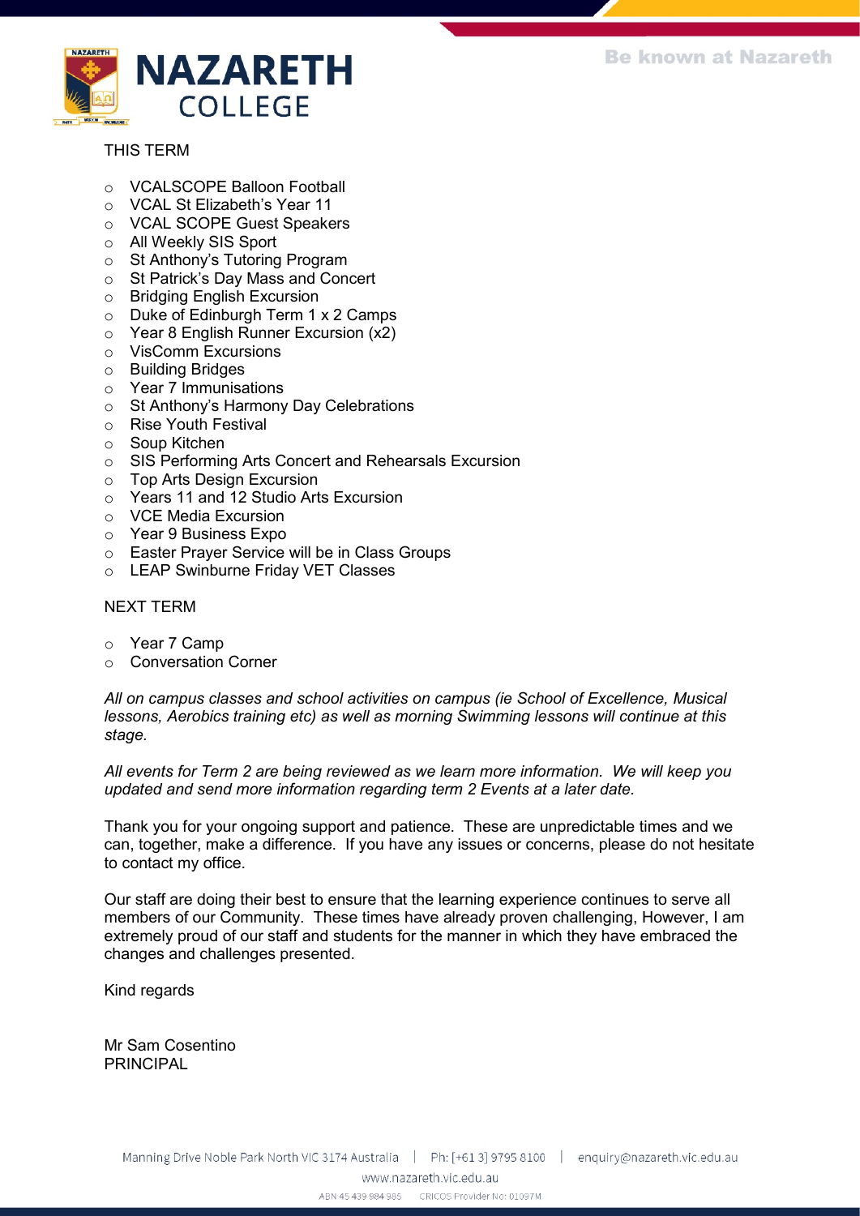THIS TERM

- VCALSCOPE Balloon Football
- VCAL St Elizabeth's Year 11
- VCAL SCOPE Guest Speakers
- All Weekly SIS Sport
- St Anthony's Tutoring Program
- St Patrick's Day Mass and Concert
- Bridging English Excursion
- Duke of Edinburgh Term 1 x 2 Camps
- Year 8 English Runner Excursion (x2)
- VisComm Excursions
- Building Bridges
- Year 7 Immunisations
- St Anthony's Harmony Day Celebrations
- Rise Youth Festival
- Soup Kitchen
- SIS Performing Arts Concert and Rehearsals Excursion
- Top Arts Design Excursion
- Years 11 and 12 Studio Arts Excursion
- VCE Media Excursion
- Year 9 Business Expo
- Easter Prayer Service will be in Class Groups
- LEAP Swinburne Friday VET Classes

NEXT TERM

- Year 7 Camp
- Conversation Corner

*All on campus classes and school activities on campus (ie School of Excellence, Musical lessons, Aerobics training etc) as well as morning Swimming lessons will continue at this stage.*

*All events for Term 2 are being reviewed as we learn more information. We will keep you updated and send more information regarding term 2 Events at a later date.*

Thank you for your ongoing support and patience. These are unpredictable times and we can, together, make a difference. If you have any issues or concerns, please do not hesitate to contact my office.

Our staff are doing their best to ensure that the learning experience continues to serve all members of our Community. These times have already proven challenging, However, I am extremely proud of our staff and students for the manner in which they have embraced the changes and challenges presented.

Kind regards

Mr Sam Cosentino
PRINCIPAL